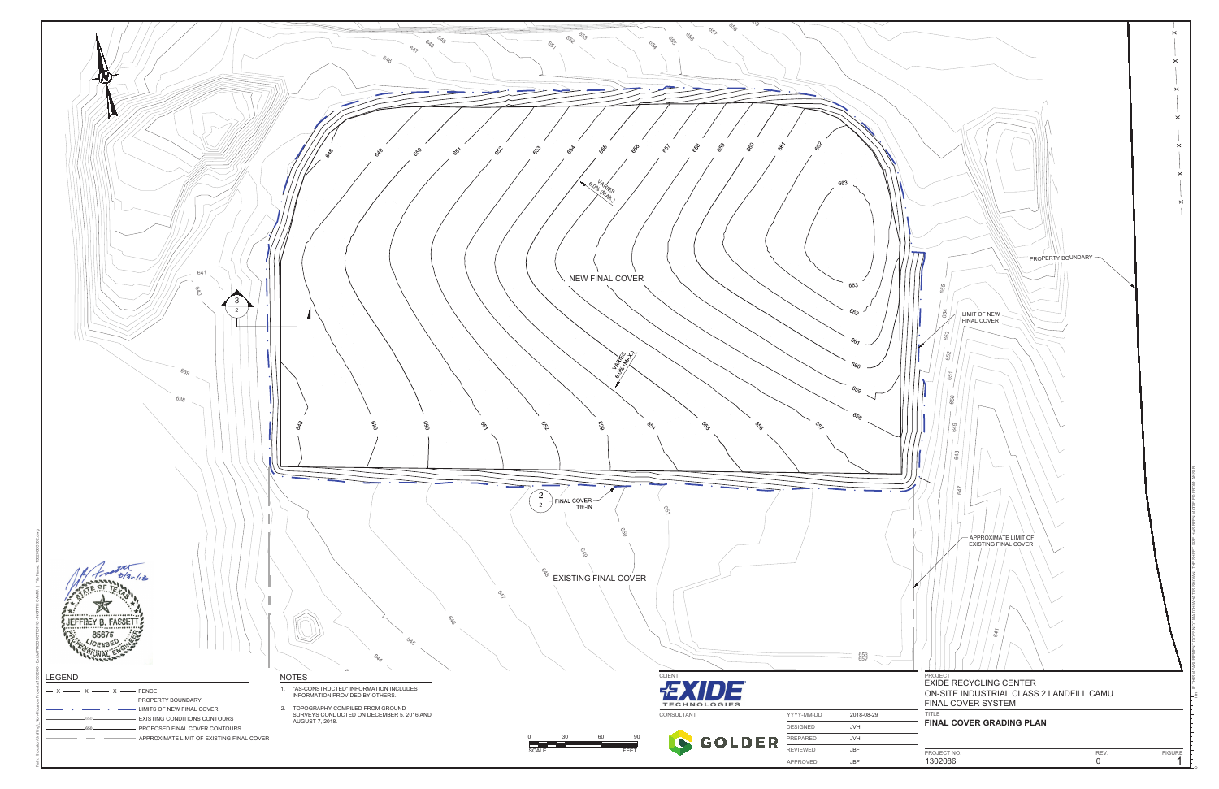NEW FINAL COVER

VARIES 6.0% (MAX.)

VARIES 6.0% (MAX.)

FINAL COVER TIE-IN

EXISTING FINAL COVER

LIMIT OF NEW FINAL COVER

APPROXIMATE LIMIT OF EXISTING FINAL COVER

PROPERTY BOUNDARY

## LEGEND

- X — X — FENCE
- PROPERTY BOUNDARY
- LIMITS OF NEW FINAL COVER
- EXISTING CONDITIONS CONTOURS
- PROPOSED FINAL COVER CONTOURS
- APPROXIMATE LIMIT OF EXISTING FINAL COVER

## NOTES

1. "AS-CONSTRUCTED" INFORMATION INCLUDES INFORMATION PROVIDED BY OTHERS.
2. TOPOGRAPHY COMPILED FROM GROUND SURVEYS CONDUCTED ON DECEMBER 5, 2016 AND AUGUST 7, 2018.

SCALE 0 30 60 90 FEET

STATE OF TEXAS
JEFFREY B. FASSETT
85575
LICENSED
PROFESSIONAL ENGINEER

CLIENT
EXIDE TECHNOLOGIES

CONSULTANT
GOLDER

| | |
|---|---|
| YYYY-MM-DD | 2018-08-29 |
| DESIGNED | JVH |
| PREPARED | JVH |
| REVIEWED | JBF |
| APPROVED | JBF |

PROJECT
EXIDE RECYCLING CENTER
ON-SITE INDUSTRIAL CLASS 2 LANDFILL CAMU
FINAL COVER SYSTEM

TITLE
**FINAL COVER GRADING PLAN**

| PROJECT NO. | REV. | FIGURE |
|---|---|---|
| 1302086 | 0 | 1 |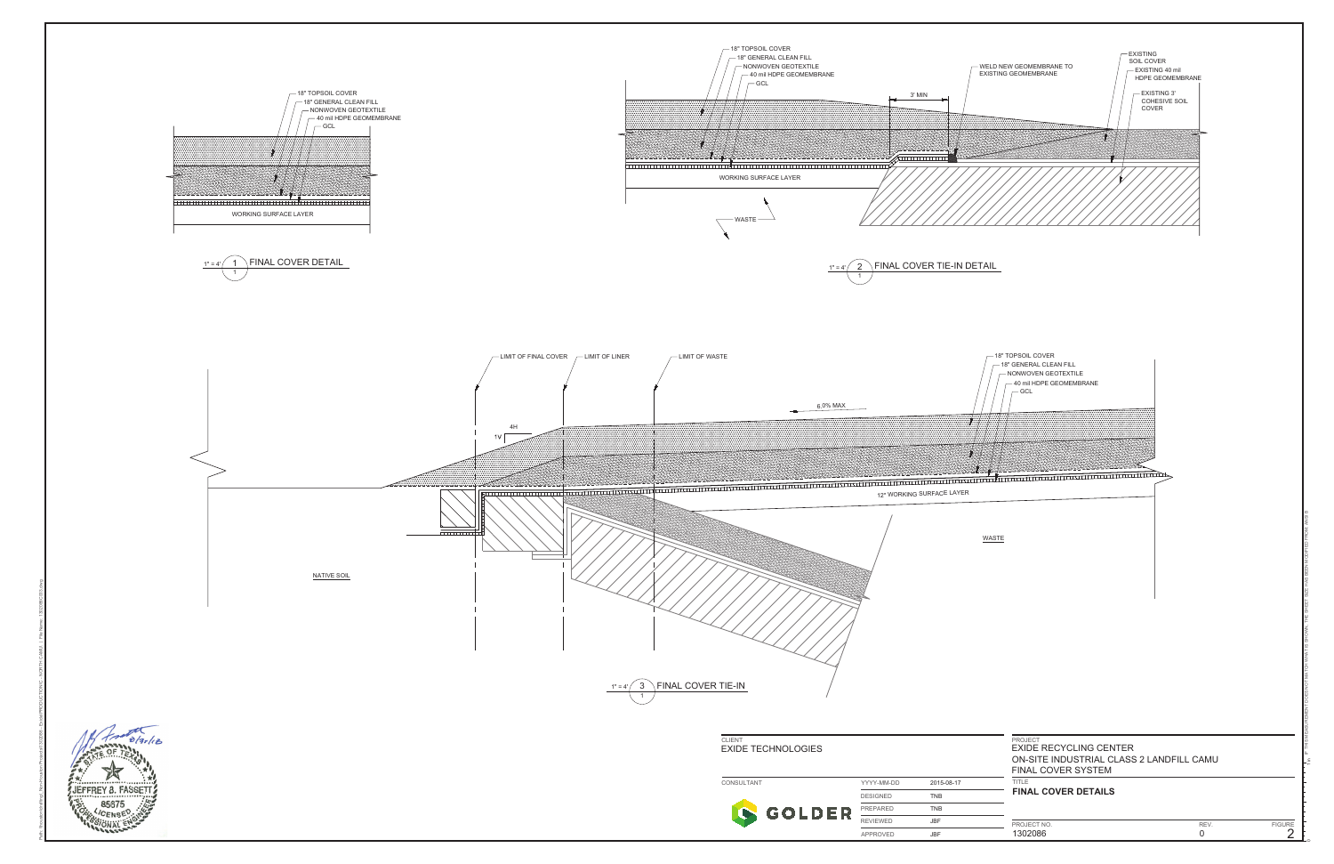## Detail 1 — FINAL COVER DETAIL (1" = 4')

- 18" TOPSOIL COVER
- 18" GENERAL CLEAN FILL
- NONWOVEN GEOTEXTILE
- 40 mil HDPE GEOMEMBRANE
- GCL
- WORKING SURFACE LAYER

## Detail 2 — FINAL COVER TIE-IN DETAIL (1" = 4')

- 18" TOPSOIL COVER
- 18" GENERAL CLEAN FILL
- NONWOVEN GEOTEXTILE
- 40 mil HDPE GEOMEMBRANE
- GCL
- WELD NEW GEOMEMBRANE TO EXISTING GEOMEMBRANE
- 3' MIN
- EXISTING SOIL COVER
- EXISTING 40 mil HDPE GEOMEMBRANE
- EXISTING 3' COHESIVE SOIL COVER
- WORKING SURFACE LAYER
- WASTE

## Detail 3 — FINAL COVER TIE-IN (1" = 4')

- LIMIT OF FINAL COVER
- LIMIT OF LINER
- LIMIT OF WASTE
- 4H
- 1V
- 6.0% MAX
- 18" TOPSOIL COVER
- 18" GENERAL CLEAN FILL
- NONWOVEN GEOTEXTILE
- 40 mil HDPE GEOMEMBRANE
- GCL
- 12" WORKING SURFACE LAYER
- WASTE
- NATIVE SOIL

---

JEFFREY B. FASSETT
85675
LICENSED PROFESSIONAL ENGINEER
STATE OF TEXAS

| | | | |
|---|---|---|---|
| CLIENT | EXIDE TECHNOLOGIES | PROJECT | EXIDE RECYCLING CENTER ON-SITE INDUSTRIAL CLASS 2 LANDFILL CAMU FINAL COVER SYSTEM |
| CONSULTANT | YYYY-MM-DD | 2015-08-17 | TITLE: FINAL COVER DETAILS |
| GOLDER | DESIGNED | TNB | |
| | PREPARED | TNB | |
| | REVIEWED | JBF | PROJECT NO. 1302086 |
| | APPROVED | JBF | REV. 0 — FIGURE 2 |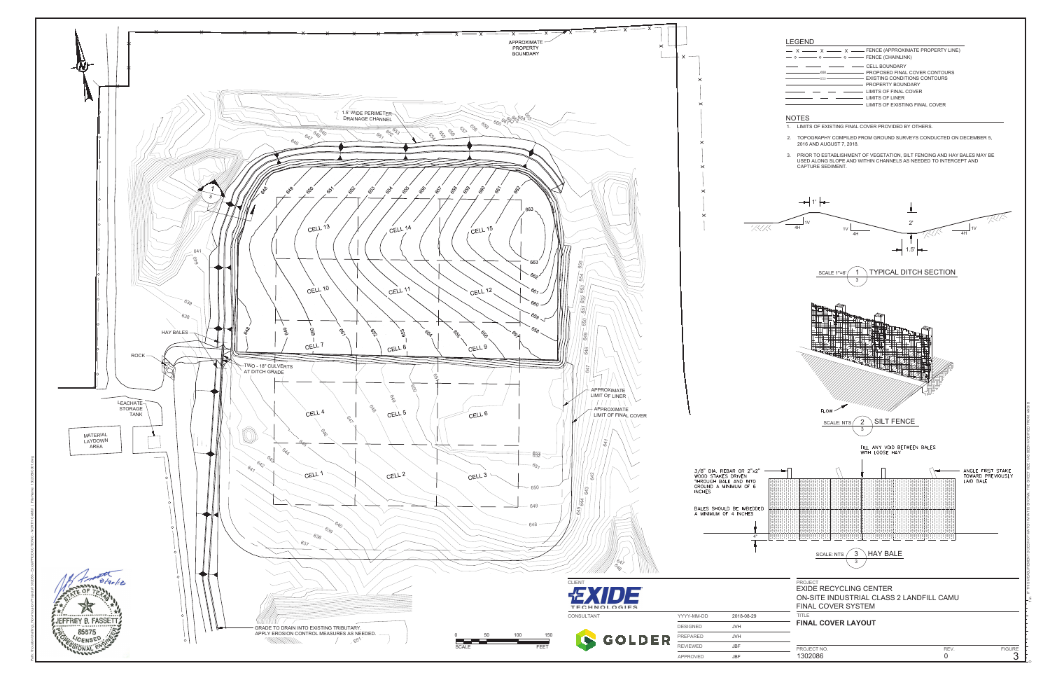## LEGEND

- FENCE (APPROXIMATE PROPERTY LINE)
- FENCE (CHAINLINK)
- CELL BOUNDARY
- PROPOSED FINAL COVER CONTOURS
- EXISTING CONDITIONS CONTOURS
- PROPERTY BOUNDARY
- LIMITS OF FINAL COVER
- LIMITS OF LINER
- LIMITS OF EXISTING FINAL COVER

## NOTES

1. LIMITS OF EXISTING FINAL COVER PROVIDED BY OTHERS.
2. TOPOGRAPHY COMPILED FROM GROUND SURVEYS CONDUCTED ON DECEMBER 5, 2016 AND AUGUST 7, 2018.
3. PRIOR TO ESTABLISHMENT OF VEGETATION, SILT FENCING AND HAY BALES MAY BE USED ALONG SLOPE AND WITHIN CHANNELS AS NEEDED TO INTERCEPT AND CAPTURE SEDIMENT.

APPROXIMATE PROPERTY BOUNDARY

1.5' WIDE PERIMETER DRAINAGE CHANNEL

CELL 13 CELL 14 CELL 15

CELL 10 CELL 11 CELL 12

CELL 7 CELL 8 CELL 9

CELL 4 CELL 5 CELL 6

CELL 1 CELL 2 CELL 3

HAY BALES

ROCK

TWO - 18" CULVERTS AT DITCH GRADE

LEACHATE STORAGE TANK

MATERIAL LAYDOWN AREA

APPROXIMATE LIMIT OF LINER

APPROXIMATE LIMIT OF FINAL COVER

GRADE TO DRAIN INTO EXISTING TRIBUTARY. APPLY EROSION CONTROL MEASURES AS NEEDED.

0 50 100 150
SCALE FEET

1' 1V 4H 1V 4H 2' 1V 4H 1.5'

SCALE 1"=6' (1/3) TYPICAL DITCH SECTION

FLOW

SCALE: NTS (2/3) SILT FENCE

FILL ANY VOID BETWEEN BALES WITH LOOSE HAY

3/8" DIA. REBAR OR 2"x2" WOOD STAKES DRIVEN THROUGH BALE AND INTO GROUND A MINIMUM OF 6 INCHES

ANGLE FIRST STAKE TOWARD PREVIOUSLY LAID BALE

BALES SHOULD BE IMBEDDED A MINIMUM OF 4 INCHES

4"

SCALE: NTS (3/3) HAY BALE

JEFFREY B. FASSETT 85575 LICENSED PROFESSIONAL ENGINEER, STATE OF TEXAS

CLIENT
EXIDE TECHNOLOGIES

CONSULTANT
GOLDER

| | |
|---|---|
| YYYY-MM-DD | 2018-08-29 |
| DESIGNED | JVH |
| PREPARED | JVH |
| REVIEWED | JBF |
| APPROVED | JBF |

PROJECT
EXIDE RECYCLING CENTER
ON-SITE INDUSTRIAL CLASS 2 LANDFILL CAMU
FINAL COVER SYSTEM

TITLE
**FINAL COVER LAYOUT**

| PROJECT NO. | REV. | FIGURE |
|---|---|---|
| 1302086 | 0 | 3 |